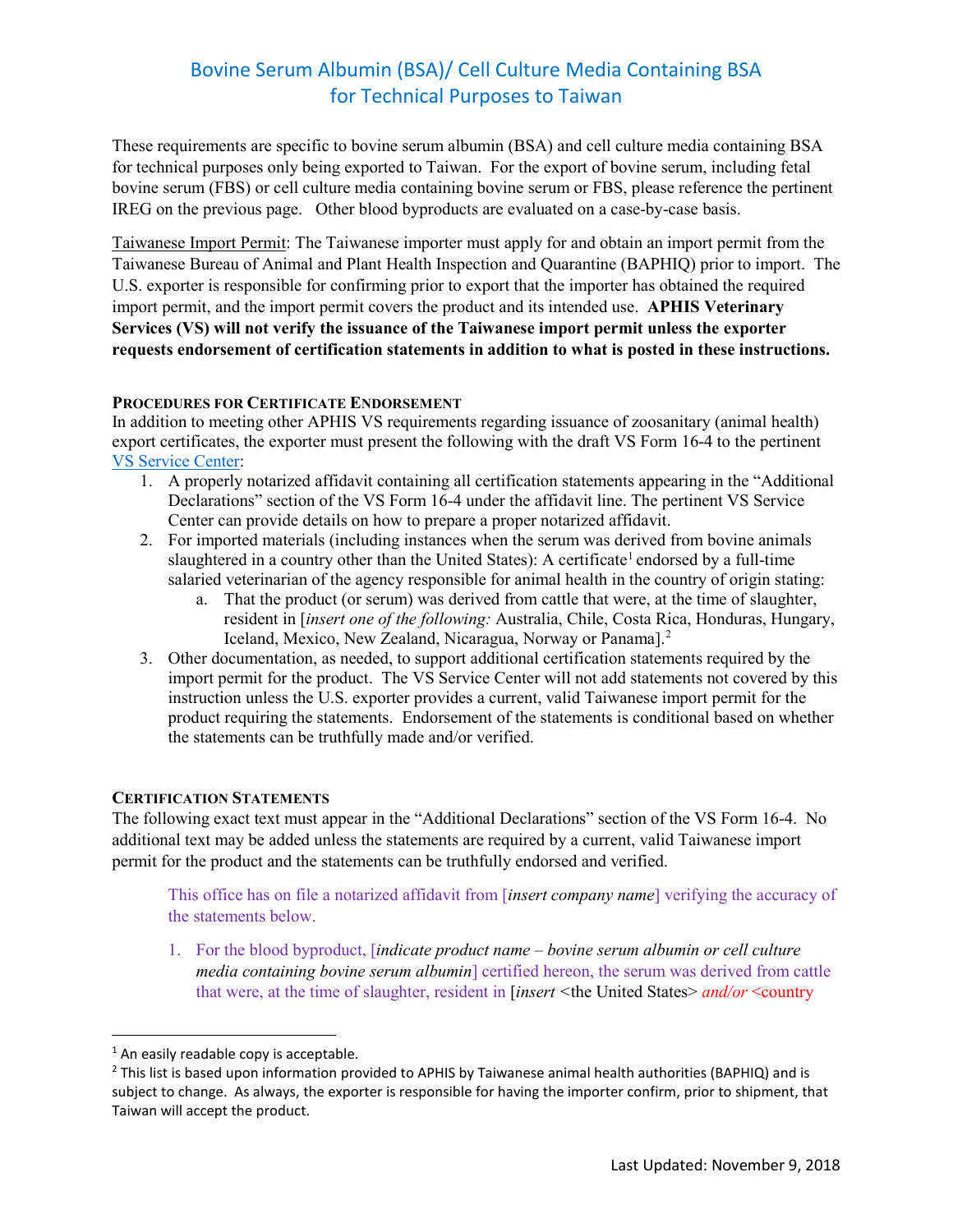# Bovine Serum Albumin (BSA)/ Cell Culture Media Containing BSA for Technical Purposes to Taiwan

These requirements are specific to bovine serum albumin (BSA) and cell culture media containing BSA for technical purposes only being exported to Taiwan. For the export of bovine serum, including fetal bovine serum (FBS) or cell culture media containing bovine serum or FBS, please reference the pertinent IREG on the previous page. Other blood byproducts are evaluated on a case-by-case basis.

Taiwanese Import Permit: The Taiwanese importer must apply for and obtain an import permit from the Taiwanese Bureau of Animal and Plant Health Inspection and Quarantine (BAPHIQ) prior to import. The U.S. exporter is responsible for confirming prior to export that the importer has obtained the required import permit, and the import permit covers the product and its intended use. **APHIS Veterinary Services (VS) will not verify the issuance of the Taiwanese import permit unless the exporter requests endorsement of certification statements in addition to what is posted in these instructions.**

### PROCEDURES FOR CERTIFICATE ENDORSEMENT

In addition to meeting other APHIS VS requirements regarding issuance of zoosanitary (animal health) export certificates, the exporter must present the following with the draft VS Form 16-4 to the pertinent VS Service Center:

1. A properly notarized affidavit containing all certification statements appearing in the "Additional Declarations" section of the VS Form 16-4 under the affidavit line. The pertinent VS Service Center can provide details on how to prepare a proper notarized affidavit.
2. For imported materials (including instances when the serum was derived from bovine animals slaughtered in a country other than the United States): A certificate[1] endorsed by a full-time salaried veterinarian of the agency responsible for animal health in the country of origin stating:
   a. That the product (or serum) was derived from cattle that were, at the time of slaughter, resident in [*insert one of the following:* Australia, Chile, Costa Rica, Honduras, Hungary, Iceland, Mexico, New Zealand, Nicaragua, Norway or Panama].[2]
3. Other documentation, as needed, to support additional certification statements required by the import permit for the product. The VS Service Center will not add statements not covered by this instruction unless the U.S. exporter provides a current, valid Taiwanese import permit for the product requiring the statements. Endorsement of the statements is conditional based on whether the statements can be truthfully made and/or verified.

### CERTIFICATION STATEMENTS

The following exact text must appear in the "Additional Declarations" section of the VS Form 16-4. No additional text may be added unless the statements are required by a current, valid Taiwanese import permit for the product and the statements can be truthfully endorsed and verified.

> This office has on file a notarized affidavit from [*insert company name*] verifying the accuracy of the statements below.
>
> 1. For the blood byproduct, [*indicate product name – bovine serum albumin or cell culture media containing bovine serum albumin*] certified hereon, the serum was derived from cattle that were, at the time of slaughter, resident in [*insert* <the United States> *and/or* <country

[1] An easily readable copy is acceptable.

[2] This list is based upon information provided to APHIS by Taiwanese animal health authorities (BAPHIQ) and is subject to change. As always, the exporter is responsible for having the importer confirm, prior to shipment, that Taiwan will accept the product.

Last Updated: November 9, 2018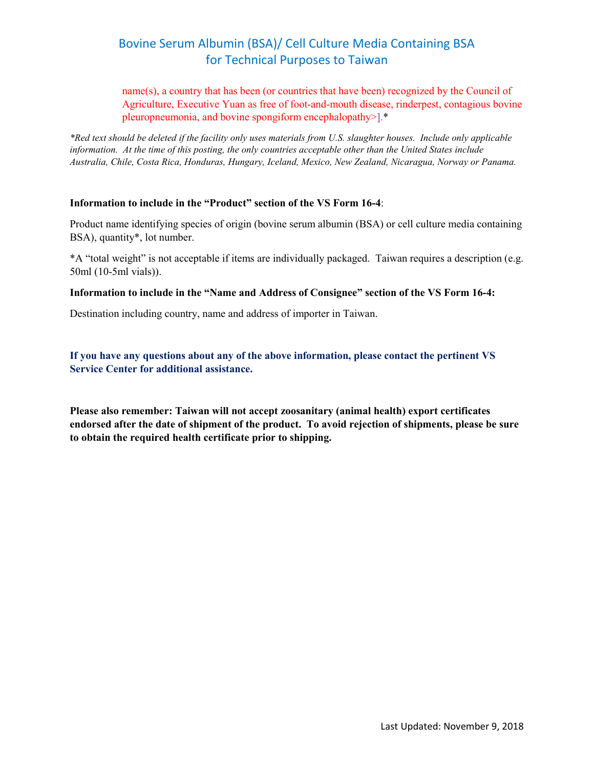name(s), a country that has been (or countries that have been) recognized by the Council of Agriculture, Executive Yuan as free of foot-and-mouth disease, rinderpest, contagious bovine pleuropneumonia, and bovine spongiform encephalopathy>].*

*\*Red text should be deleted if the facility only uses materials from U.S. slaughter houses. Include only applicable information. At the time of this posting, the only countries acceptable other than the United States include Australia, Chile, Costa Rica, Honduras, Hungary, Iceland, Mexico, New Zealand, Nicaragua, Norway or Panama.*

**Information to include in the "Product" section of the VS Form 16-4**:

Product name identifying species of origin (bovine serum albumin (BSA) or cell culture media containing BSA), quantity*, lot number.

*A "total weight" is not acceptable if items are individually packaged. Taiwan requires a description (e.g. 50ml (10-5ml vials)).

**Information to include in the "Name and Address of Consignee" section of the VS Form 16-4:**

Destination including country, name and address of importer in Taiwan.

**If you have any questions about any of the above information, please contact the pertinent VS Service Center for additional assistance.**

**Please also remember: Taiwan will not accept zoosanitary (animal health) export certificates endorsed after the date of shipment of the product. To avoid rejection of shipments, please be sure to obtain the required health certificate prior to shipping.**

Last Updated: November 9, 2018